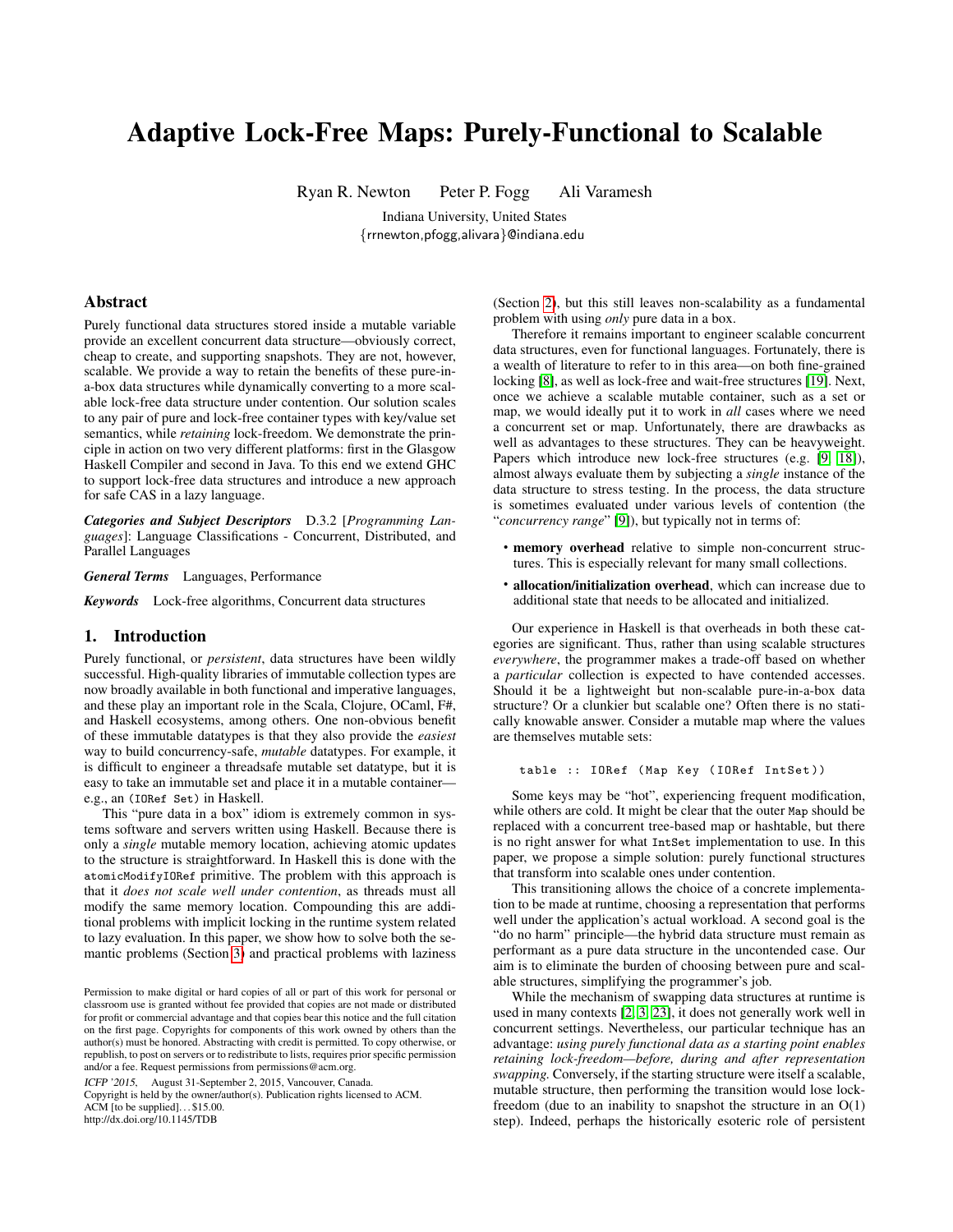# Adaptive Lock-Free Maps: Purely-Functional to Scalable

Ryan R. Newton Peter P. Fogg Ali Varamesh

Indiana University, United States

{rrnewton,pfogg,alivara}@indiana.edu

## Abstract

Purely functional data structures stored inside a mutable variable provide an excellent concurrent data structure—obviously correct, cheap to create, and supporting snapshots. They are not, however, scalable. We provide a way to retain the benefits of these pure-in-a-box data structures while dynamically converting to a more scalable lock-free data structure under contention. Our solution scales to any pair of pure and lock-free container types with key/value set semantics, while *retaining* lock-freedom. We demonstrate the principle in action on two very different platforms: first in the Glasgow Haskell Compiler and second in Java. To this end we extend GHC to support lock-free data structures and introduce a new approach for safe CAS in a lazy language.

***Categories and Subject Descriptors*** D.3.2 [*Programming Languages*]: Language Classifications - Concurrent, Distributed, and Parallel Languages

***General Terms*** Languages, Performance

***Keywords*** Lock-free algorithms, Concurrent data structures

## 1. Introduction

Purely functional, or *persistent*, data structures have been wildly successful. High-quality libraries of immutable collection types are now broadly available in both functional and imperative languages, and these play an important role in the Scala, Clojure, OCaml, F#, and Haskell ecosystems, among others. One non-obvious benefit of these immutable datatypes is that they also provide the *easiest* way to build concurrency-safe, *mutable* datatypes. For example, it is difficult to engineer a threadsafe mutable set datatype, but it is easy to take an immutable set and place it in a mutable container—e.g., an (`IORef Set`) in Haskell.

This "pure data in a box" idiom is extremely common in systems software and servers written using Haskell. Because there is only a *single* mutable memory location, achieving atomic updates to the structure is straightforward. In Haskell this is done with the `atomicModifyIORef` primitive. The problem with this approach is that it *does not scale well under contention*, as threads must all modify the same memory location. Compounding this are additional problems with implicit locking in the runtime system related to lazy evaluation. In this paper, we show how to solve both the semantic problems (Section 3) and practical problems with laziness (Section 2), but this still leaves non-scalability as a fundamental problem with using *only* pure data in a box.

Therefore it remains important to engineer scalable concurrent data structures, even for functional languages. Fortunately, there is a wealth of literature to refer to in this area—on both fine-grained locking [8], as well as lock-free and wait-free structures [19]. Next, once we achieve a scalable mutable container, such as a set or map, we would ideally put it to work in *all* cases where we need a concurrent set or map. Unfortunately, there are drawbacks as well as advantages to these structures. They can be heavyweight. Papers which introduce new lock-free structures (e.g. [9, 18]), almost always evaluate them by subjecting a *single* instance of the data structure to stress testing. In the process, the data structure is sometimes evaluated under various levels of contention (the "*concurrency range*" [9]), but typically not in terms of:

- **memory overhead** relative to simple non-concurrent structures. This is especially relevant for many small collections.
- **allocation/initialization overhead**, which can increase due to additional state that needs to be allocated and initialized.

Our experience in Haskell is that overheads in both these categories are significant. Thus, rather than using scalable structures *everywhere*, the programmer makes a trade-off based on whether a *particular* collection is expected to have contended accesses. Should it be a lightweight but non-scalable pure-in-a-box data structure? Or a clunkier but scalable one? Often there is no statically knowable answer. Consider a mutable map where the values are themselves mutable sets:

```
table :: IORef (Map Key (IORef IntSet))
```

Some keys may be "hot", experiencing frequent modification, while others are cold. It might be clear that the outer `Map` should be replaced with a concurrent tree-based map or hashtable, but there is no right answer for what `IntSet` implementation to use. In this paper, we propose a simple solution: purely functional structures that transform into scalable ones under contention.

This transitioning allows the choice of a concrete implementation to be made at runtime, choosing a representation that performs well under the application's actual workload. A second goal is the "do no harm" principle—the hybrid data structure must remain as performant as a pure data structure in the uncontended case. Our aim is to eliminate the burden of choosing between pure and scalable structures, simplifying the programmer's job.

While the mechanism of swapping data structures at runtime is used in many contexts [2, 3, 23], it does not generally work well in concurrent settings. Nevertheless, our particular technique has an advantage: *using purely functional data as a starting point enables retaining lock-freedom—before, during and after representation swapping.* Conversely, if the starting structure were itself a scalable, mutable structure, then performing the transition would lose lock-freedom (due to an inability to snapshot the structure in an O(1) step). Indeed, perhaps the historically esoteric role of persistent

Permission to make digital or hard copies of all or part of this work for personal or classroom use is granted without fee provided that copies are not made or distributed for profit or commercial advantage and that copies bear this notice and the full citation on the first page. Copyrights for components of this work owned by others than the author(s) must be honored. Abstracting with credit is permitted. To copy otherwise, or republish, to post on servers or to redistribute to lists, requires prior specific permission and/or a fee. Request permissions from permissions@acm.org.

*ICFP '2015*, August 31-September 2, 2015, Vancouver, Canada.
Copyright is held by the owner/author(s). Publication rights licensed to ACM.
ACM [to be supplied]. . . $15.00.
http://dx.doi.org/10.1145/TDB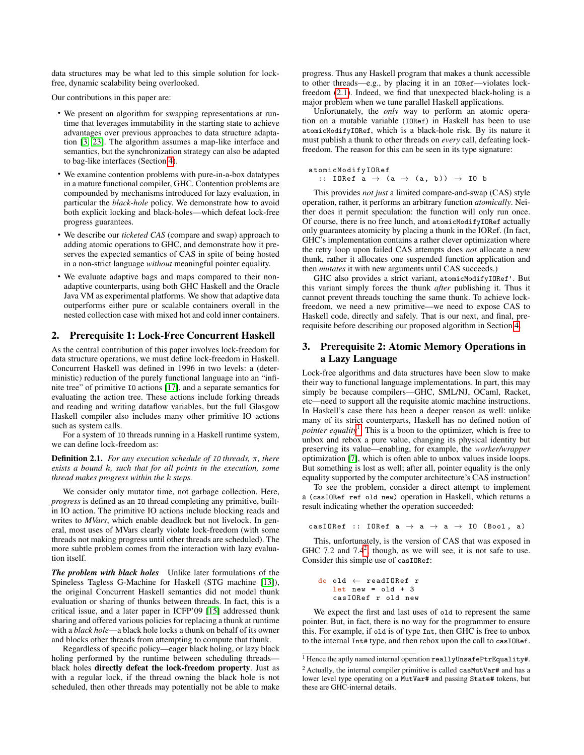data structures may be what led to this simple solution for lock-free, dynamic scalability being overlooked.

Our contributions in this paper are:

- We present an algorithm for swapping representations at runtime that leverages immutability in the starting state to achieve advantages over previous approaches to data structure adaptation [3, 23]. The algorithm assumes a map-like interface and semantics, but the synchronization strategy can also be adapted to bag-like interfaces (Section 4).
- We examine contention problems with pure-in-a-box datatypes in a mature functional compiler, GHC. Contention problems are compounded by mechanisms introduced for lazy evaluation, in particular the *black-hole* policy. We demonstrate how to avoid both explicit locking and black-holes—which defeat lock-free progress guarantees.
- We describe our *ticketed CAS* (compare and swap) approach to adding atomic operations to GHC, and demonstrate how it preserves the expected semantics of CAS in spite of being hosted in a non-strict language *without* meaningful pointer equality.
- We evaluate adaptive bags and maps compared to their non-adaptive counterparts, using both GHC Haskell and the Oracle Java VM as experimental platforms. We show that adaptive data outperforms either pure or scalable containers overall in the nested collection case with mixed hot and cold inner containers.

## 2. Prerequisite 1: Lock-Free Concurrent Haskell

As the central contribution of this paper involves lock-freedom for data structure operations, we must define lock-freedom in Haskell. Concurrent Haskell was defined in 1996 in two levels: a (deterministic) reduction of the purely functional language into an "infinite tree" of primitive `IO` actions [17], and a separate semantics for evaluating the action tree. These actions include forking threads and reading and writing dataflow variables, but the full Glasgow Haskell compiler also includes many other primitive IO actions such as system calls.

For a system of `IO` threads running in a Haskell runtime system, we can define lock-freedom as:

**Definition 2.1.** *For any execution schedule of `IO` threads, $\pi$, there exists a bound $k$, such that for all points in the execution, some thread makes progress within the $k$ steps.*

We consider only mutator time, not garbage collection. Here, *progress* is defined as an `IO` thread completing any primitive, built-in IO action. The primitive IO actions include blocking reads and writes to *MVars*, which enable deadlock but not livelock. In general, most uses of MVars clearly violate lock-freedom (with some threads not making progress until other threads are scheduled). The more subtle problem comes from the interaction with lazy evaluation itself.

***The problem with black holes*** Unlike later formulations of the Spineless Tagless G-Machine for Haskell (STG machine [13]), the original Concurrent Haskell semantics did not model thunk evaluation or sharing of thunks between threads. In fact, this is a critical issue, and a later paper in ICFP'09 [15] addressed thunk sharing and offered various policies for replacing a thunk at runtime with a *black hole*—a black hole locks a thunk on behalf of its owner and blocks other threads from attempting to compute that thunk.

Regardless of specific policy—eager black holing, or lazy black holing performed by the runtime between scheduling threads—black holes **directly defeat the lock-freedom property**. Just as with a regular lock, if the thread owning the black hole is not scheduled, then other threads may potentially not be able to make progress. Thus any Haskell program that makes a thunk accessible to other threads—e.g., by placing it in an `IORef`—violates lock-freedom (2.1). Indeed, we find that unexpected black-holing is a major problem when we tune parallel Haskell applications.

Unfortunately, the *only* way to perform an atomic operation on a mutable variable (`IORef`) in Haskell has been to use `atomicModifyIORef`, which is a black-hole risk. By its nature it must publish a thunk to other threads on *every* call, defeating lock-freedom. The reason for this can be seen in its type signature:

```
atomicModifyIORef
  :: IORef a → (a → (a, b)) → IO b
```

This provides *not just* a limited compare-and-swap (CAS) style operation, rather, it performs an arbitrary function *atomically*. Neither does it permit speculation: the function will only run once. Of course, there is no free lunch, and `atomicModifyIORef` actually only guarantees atomicity by placing a thunk in the IORef. (In fact, GHC's implementation contains a rather clever optimization where the retry loop upon failed CAS attempts does *not* allocate a new thunk, rather it allocates one suspended function application and then *mutates* it with new arguments until CAS succeeds.)

GHC also provides a strict variant, `atomicModifyIORef'`. But this variant simply forces the thunk *after* publishing it. Thus it cannot prevent threads touching the same thunk. To achieve lock-freedom, we need a new primitive—we need to expose CAS to Haskell code, directly and safely. That is our next, and final, prerequisite before describing our proposed algorithm in Section 4.

## 3. Prerequisite 2: Atomic Memory Operations in a Lazy Language

Lock-free algorithms and data structures have been slow to make their way to functional language implementations. In part, this may simply be because compilers—GHC, SML/NJ, OCaml, Racket, etc—need to support all the requisite atomic machine instructions. In Haskell's case there has been a deeper reason as well: unlike many of its strict counterparts, Haskell has no defined notion of *pointer equality*[1]. This is a boon to the optimizer, which is free to unbox and rebox a pure value, changing its physical identity but preserving its value—enabling, for example, the *worker/wrapper* optimization [7], which is often able to unbox values inside loops. But something is lost as well; after all, pointer equality is the only equality supported by the computer architecture's CAS instruction!

To see the problem, consider a direct attempt to implement a (`casIORef ref old new`) operation in Haskell, which returns a result indicating whether the operation succeeded:

```
casIORef :: IORef a → a → a → IO (Bool, a)
```

This, unfortunately, is the version of CAS that was exposed in GHC 7.2 and 7.4[2], though, as we will see, it is not safe to use. Consider this simple use of `casIORef`:

```
do old ← readIORef r
   let new = old + 3
   casIORef r old new
```

We expect the first and last uses of `old` to represent the same pointer. But, in fact, there is no way for the programmer to ensure this. For example, if `old` is of type `Int`, then GHC is free to unbox to the internal `Int#` type, and then rebox upon the call to `casIORef`.

[1] Hence the aptly named internal operation `reallyUnsafePtrEquality#`.

[2] Actually, the internal compiler primitive is called `casMutVar#` and has a lower level type operating on a `MutVar#` and passing `State#` tokens, but these are GHC-internal details.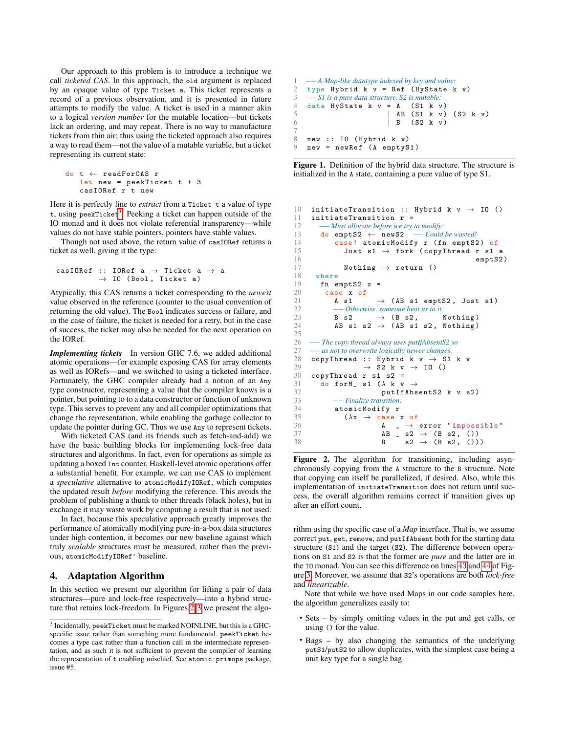Our approach to this problem is to introduce a technique we call *ticketed CAS*. In this approach, the `old` argument is replaced by an opaque value of type `Ticket a`. This ticket represents a record of a previous observation, and it is presented in future attempts to modify the value. A ticket is used in a manner akin to a logical *version number* for the mutable location—but tickets lack an ordering, and may repeat. There is no way to manufacture tickets from thin air; thus using the ticketed approach also requires a way to read them—not the value of a mutable variable, but a ticket representing its current state:

```
do t ← readForCAS r
   let new = peekTicket t + 3
   casIORef r t new
```

Here it is perfectly fine to *extract* from a `Ticket t` a value of type `t`, using `peekTicket`[3]. Peeking a ticket can happen outside of the IO monad and it does not violate referential transparency—while values do not have stable pointers, pointers have stable values.

Though not used above, the return value of `casIORef` returns a ticket as well, giving it the type:

```
casIORef :: IORef a → Ticket a → a
         → IO (Bool, Ticket a)
```

Atypically, this CAS returns a ticket corresponding to the *newest* value observed in the reference (counter to the usual convention of returning the old value). The `Bool` indicates success or failure, and in the case of failure, the ticket is needed for a retry, but in the case of success, the ticket may also be needed for the next operation on the IORef.

***Implementing tickets*** In version GHC 7.6, we added additional atomic operations—for example exposing CAS for array elements as well as IORefs—and we switched to using a ticketed interface. Fortunately, the GHC compiler already had a notion of an `Any` type constructor, representing a value that the compiler knows is a pointer, but pointing to to a data constructor or function of unknown type. This serves to prevent any and all compiler optimizations that change the representation, while enabling the garbage collector to update the pointer during GC. Thus we use `Any` to represent tickets.

With ticketed CAS (and its friends such as fetch-and-add) we have the basic building blocks for implementing lock-free data structures and algorithms. In fact, even for operations as simple as updating a boxed `Int` counter, Haskell-level atomic operations offer a substantial benefit. For example, we can use CAS to implement a *speculative* alternative to `atomicModifyIORef`, which computes the updated result *before* modifying the reference. This avoids the problem of publishing a thunk to other threads (black holes), but in exchange it may waste work by computing a result that is not used.

In fact, because this speculative approach greatly improves the performance of atomically modifying pure-in-a-box data structures under high contention, it becomes our new baseline against which truly *scalable* structures must be measured, rather than the previous, `atomicModifyIORef'` baseline.

## 4. Adaptation Algorithm

In this section we present our algorithm for lifting a pair of data structures—pure and lock-free respectively—into a hybrid structure that retains lock-freedom. In Figures 2,3 we present the algorithm using the specific case of a *Map* interface. That is, we assume correct `put`, `get`, `remove`, and `putIfAbsent` both for the starting data structure (`S1`) and the target (`S2`). The difference between operations on `S1` and `S2` is that the former are *pure* and the latter are in the `IO` monad. You can see this difference on lines 43 and 44 of Figure 3. Moreover, we assume that `S2`'s operations are both *lock-free* and *linearizable*.

Note that while we have used Maps in our code samples here, the algorithm generalizes easily to:

- Sets – by simply omitting values in the put and get calls, or using `()` for the value.
- Bags – by also changing the semantics of the underlying `putS1`/`putS2` to allow duplicates, with the simplest case being a unit key type for a single bag.

```
1  -- A Map-like datatype indexed by key and value:
2  type Hybrid k v = Ref (HyState k v)
3  -- S1 is a pure data structure, S2 is mutable:
4  data HyState k v = A  (S1 k v)
5                   | AB (S1 k v) (S2 k v)
6                   | B  (S2 k v)
7
8  new :: IO (Hybrid k v)
9  new = newRef (A emptyS1)
```

**Figure 1.** Definition of the hybrid data structure. The structure is initialized in the `A` state, containing a pure value of type S1.

```
10 initiateTransition :: Hybrid k v → IO ()
11 initiateTransition r =
12   -- Must allocate before we try to modify:
13   do emptS2 ← newS2   -- Could be wasted!
14      case! atomicModify r (fn emptS2) of
15        Just s1 → fork (copyThread r s1 a
16                                    emptS2)
17        Nothing → return ()
18  where
19   fn emptS2 x =
20    case x of
21      A s1     → (AB s1 emptS2, Just s1)
22      -- Otherwise, someone beat us to it:
23      B s2     → (B s2,      Nothing)
24      AB s1 s2 → (AB s1 s2, Nothing)
25
26 -- The copy thread always uses putIfAbsentS2 so
27 -- as not to overwrite logically newer changes.
28 copyThread :: Hybrid k v → S1 k v
29            → S2 k v → IO ()
30 copyThread r s1 s2 =
31   do forM_ s1 (λ k v →
32                putIfAbsentS2 k v s2)
33      -- Finalize transition:
34      atomicModify r
35        (λx → case x of
36                A  _  → error "impossible"
37                AB _ s2 → (B s2, ())
38                B    s2 → (B s2, ()))
```

**Figure 2.** The algorithm for transitioning, including asynchronously copying from the `A` structure to the `B` structure. Note that copying can itself be parallelized, if desired. Also, while this implementation of `initiateTransition` does not return until success, the overall algorithm remains correct if transition gives up after an effort count.

[3] Incidentally, `peekTicket` must be marked NOINLINE, but this is a GHC-specific issue rather than something more fundamental. `peekTicket` becomes a type cast rather than a function call in the intermediate representation, and as such it is not sufficient to prevent the compiler of learning the representation of `t` enabling mischief. See `atomic-primops` package, issue #5.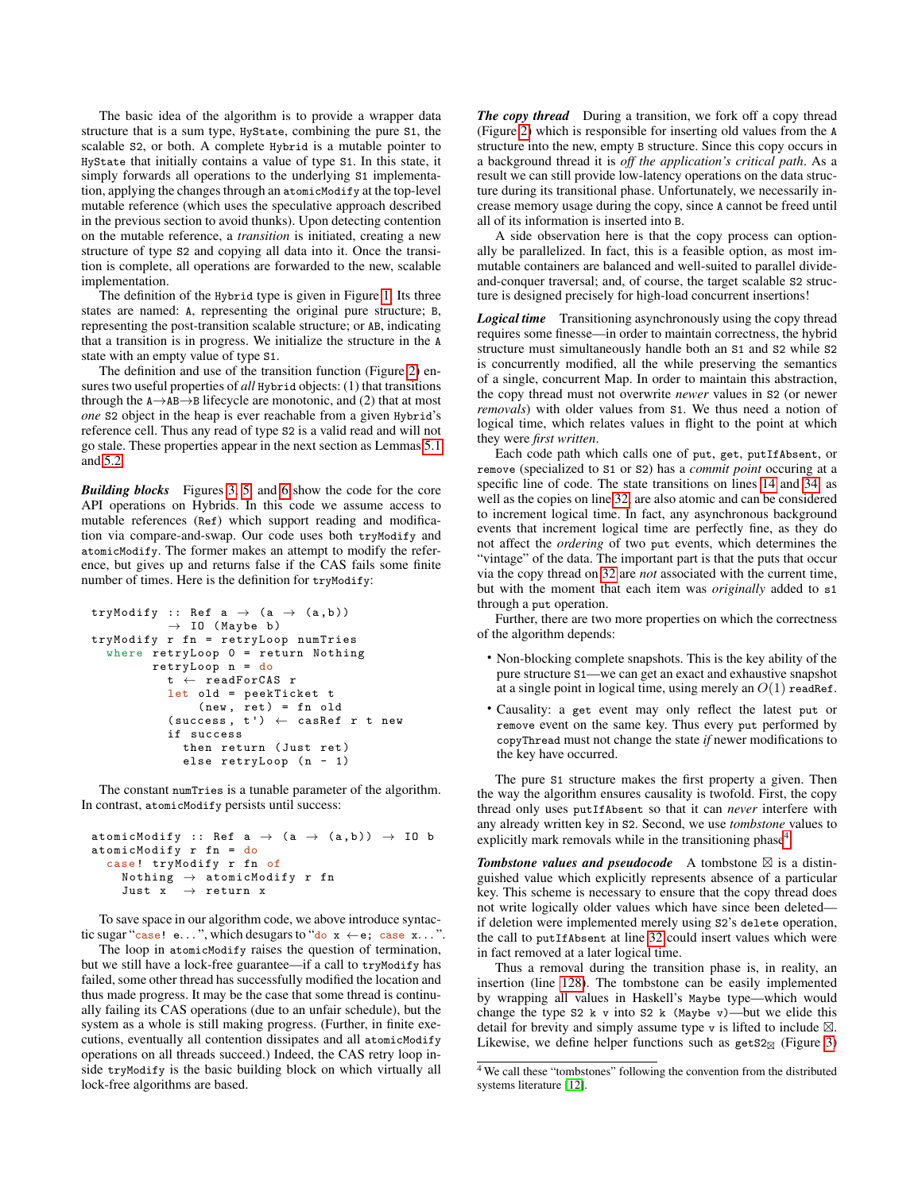The basic idea of the algorithm is to provide a wrapper data structure that is a sum type, `HyState`, combining the pure `S1`, the scalable `S2`, or both. A complete `Hybrid` is a mutable pointer to `HyState` that initially contains a value of type `S1`. In this state, it simply forwards all operations to the underlying `S1` implementation, applying the changes through an `atomicModify` at the top-level mutable reference (which uses the speculative approach described in the previous section to avoid thunks). Upon detecting contention on the mutable reference, a *transition* is initiated, creating a new structure of type `S2` and copying all data into it. Once the transition is complete, all operations are forwarded to the new, scalable implementation.

The definition of the `Hybrid` type is given in Figure 1. Its three states are named: `A`, representing the original pure structure; `B`, representing the post-transition scalable structure; or `AB`, indicating that a transition is in progress. We initialize the structure in the `A` state with an empty value of type `S1`.

The definition and use of the transition function (Figure 2) ensures two useful properties of *all* `Hybrid` objects: (1) that transitions through the `A`→`AB`→`B` lifecycle are monotonic, and (2) that at most *one* `S2` object in the heap is ever reachable from a given `Hybrid`'s reference cell. Thus any read of type `S2` is a valid read and will not go stale. These properties appear in the next section as Lemmas 5.1 and 5.2.

***Building blocks*** Figures 3, 5, and 6 show the code for the core API operations on Hybrids. In this code we assume access to mutable references (`Ref`) which support reading and modification via compare-and-swap. Our code uses both `tryModify` and `atomicModify`. The former makes an attempt to modify the reference, but gives up and returns false if the CAS fails some finite number of times. Here is the definition for `tryModify`:

```
tryModify :: Ref a → (a → (a,b))
          → IO (Maybe b)
tryModify r fn = retryLoop numTries
  where retryLoop 0 = return Nothing
        retryLoop n = do
          t ← readForCAS r
          let old = peekTicket t
              (new, ret) = fn old
          (success, t') ← casRef r t new
          if success
            then return (Just ret)
            else retryLoop (n - 1)
```

The constant `numTries` is a tunable parameter of the algorithm. In contrast, `atomicModify` persists until success:

```
atomicModify :: Ref a → (a → (a,b)) → IO b
atomicModify r fn = do
  case! tryModify r fn of
    Nothing → atomicModify r fn
    Just x  → return x
```

To save space in our algorithm code, we above introduce syntactic sugar "`case! e...`", which desugars to "`do x ←e; case x...`".

The loop in `atomicModify` raises the question of termination, but we still have a lock-free guarantee—if a call to `tryModify` has failed, some other thread has successfully modified the location and thus made progress. It may be the case that some thread is continually failing its CAS operations (due to an unfair schedule), but the system as a whole is still making progress. (Further, in finite executions, eventually all contention dissipates and all `atomicModify` operations on all threads succeed.) Indeed, the CAS retry loop inside `tryModify` is the basic building block on which virtually all lock-free algorithms are based.

***The copy thread*** During a transition, we fork off a copy thread (Figure 2) which is responsible for inserting old values from the `A` structure into the new, empty `B` structure. Since this copy occurs in a background thread it is *off the application's critical path*. As a result we can still provide low-latency operations on the data structure during its transitional phase. Unfortunately, we necessarily increase memory usage during the copy, since `A` cannot be freed until all of its information is inserted into `B`.

A side observation here is that the copy process can optionally be parallelized. In fact, this is a feasible option, as most immutable containers are balanced and well-suited to parallel divide-and-conquer traversal; and, of course, the target scalable `S2` structure is designed precisely for high-load concurrent insertions!

***Logical time*** Transitioning asynchronously using the copy thread requires some finesse—in order to maintain correctness, the hybrid structure must simultaneously handle both an `S1` and `S2` while `S2` is concurrently modified, all the while preserving the semantics of a single, concurrent Map. In order to maintain this abstraction, the copy thread must not overwrite *newer* values in `S2` (or newer *removals*) with older values from `S1`. We thus need a notion of logical time, which relates values in flight to the point at which they were *first written*.

Each code path which calls one of `put`, `get`, `putIfAbsent`, or `remove` (specialized to `S1` or `S2`) has a *commit point* occuring at a specific line of code. The state transitions on lines 14 and 34, as well as the copies on line 32, are also atomic and can be considered to increment logical time. In fact, any asynchronous background events that increment logical time are perfectly fine, as they do not affect the *ordering* of two `put` events, which determines the "vintage" of the data. The important part is that the puts that occur via the copy thread on 32 are *not* associated with the current time, but with the moment that each item was *originally* added to `s1` through a `put` operation.

Further, there are two more properties on which the correctness of the algorithm depends:

- Non-blocking complete snapshots. This is the key ability of the pure structure `S1`—we can get an exact and exhaustive snapshot at a single point in logical time, using merely an $O(1)$ `readRef`.
- Causality: a `get` event may only reflect the latest `put` or `remove` event on the same key. Thus every `put` performed by `copyThread` must not change the state *if* newer modifications to the key have occurred.

The pure `S1` structure makes the first property a given. Then the way the algorithm ensures causality is twofold. First, the copy thread only uses `putIfAbsent` so that it can *never* interfere with any already written key in `S2`. Second, we use *tombstone* values to explicitly mark removals while in the transitioning phase[4].

***Tombstone values and pseudocode*** A tombstone ⊠ is a distinguished value which explicitly represents absence of a particular key. This scheme is necessary to ensure that the copy thread does not write logically older values which have since been deleted—if deletion were implemented merely using `S2`'s `delete` operation, the call to `putIfAbsent` at line 32 could insert values which were in fact removed at a later logical time.

Thus a removal during the transition phase is, in reality, an insertion (line 128). The tombstone can be easily implemented by wrapping all values in Haskell's `Maybe` type—which would change the type `S2 k v` into `S2 k (Maybe v)`—but we elide this detail for brevity and simply assume type `v` is lifted to include ⊠. Likewise, we define helper functions such as $\texttt{getS2}_{⊠}$ (Figure 3)

[4] We call these "tombstones" following the convention from the distributed systems literature [12].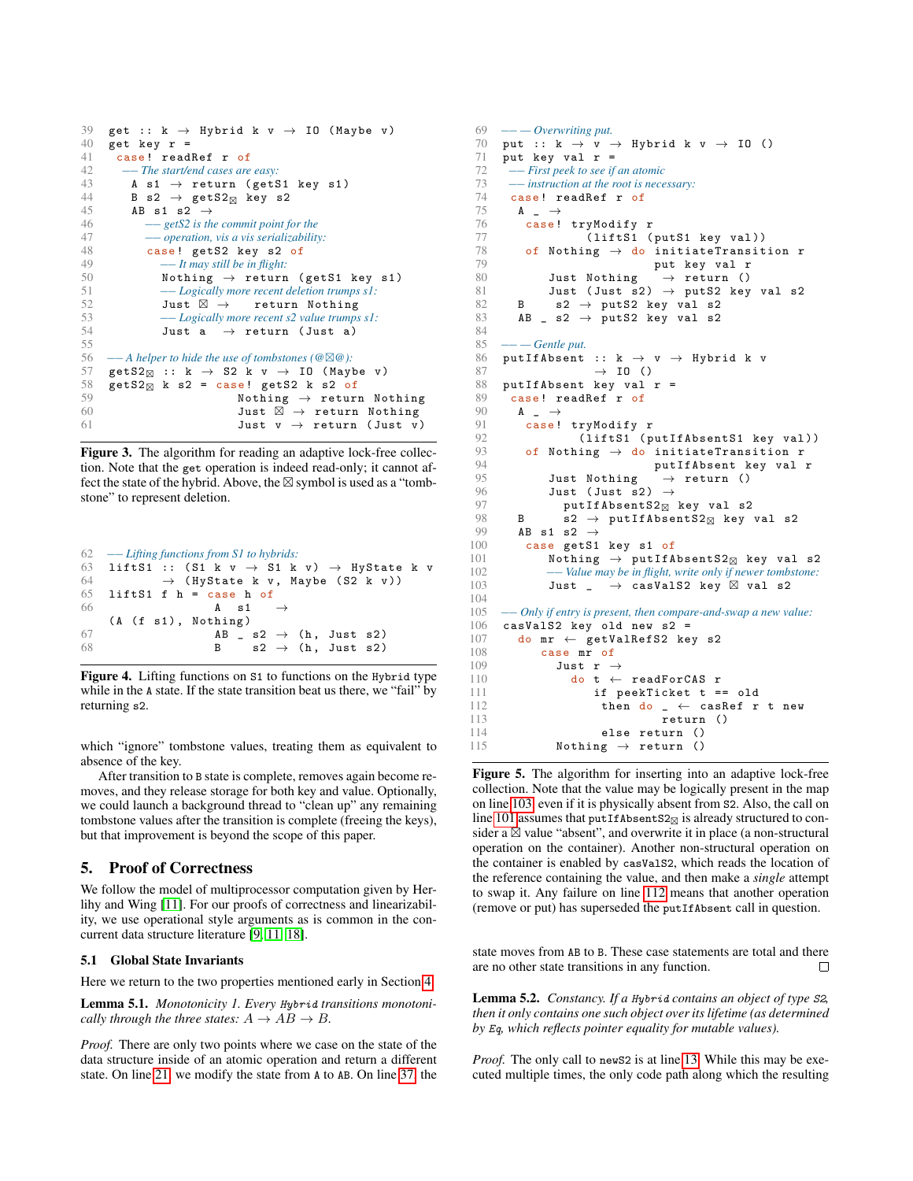```haskell
39  get :: k → Hybrid k v → IO (Maybe v)
40  get key r =
41   case! readRef r of
42    -- The start/end cases are easy:
43     A s1 → return (getS1 key s1)
44     B s2 → getS2⊠ key s2
45     AB s1 s2 →
46       -- getS2 is the commit point for the
47       -- operation, vis a vis serializability:
48       case! getS2 key s2 of
49         -- It may still be in flight:
50         Nothing → return (getS1 key s1)
51         -- Logically more recent deletion trumps s1:
52         Just ⊠ →   return Nothing
53         -- Logically more recent s2 value trumps s1:
54         Just a  → return (Just a)
55
56  -- A helper to hide the use of tombstones (@⊠@):
57  getS2⊠ :: k → S2 k v → IO (Maybe v)
58  getS2⊠ k s2 = case! getS2 k s2 of
59                  Nothing → return Nothing
60                  Just ⊠ → return Nothing
61                  Just v → return (Just v)
```

**Figure 3.** The algorithm for reading an adaptive lock-free collection. Note that the `get` operation is indeed read-only; it cannot affect the state of the hybrid. Above, the ⊠ symbol is used as a "tombstone" to represent deletion.

```haskell
62  -- Lifting functions from S1 to hybrids:
63  liftS1 :: (S1 k v → S1 k v) → HyState k v
64         → (HyState k v, Maybe (S2 k v))
65  liftS1 f h = case h of
66                 A  s1    →
    (A (f s1), Nothing)
67                 AB _ s2 → (h, Just s2)
68                 B    s2 → (h, Just s2)
```

**Figure 4.** Lifting functions on `S1` to functions on the `Hybrid` type while in the `A` state. If the state transition beat us there, we "fail" by returning `s2`.

which "ignore" tombstone values, treating them as equivalent to absence of the key.

After transition to `B` state is complete, removes again become removes, and they release storage for both key and value. Optionally, we could launch a background thread to "clean up" any remaining tombstone values after the transition is complete (freeing the keys), but that improvement is beyond the scope of this paper.

## 5. Proof of Correctness

We follow the model of multiprocessor computation given by Herlihy and Wing [11]. For our proofs of correctness and linearizability, we use operational style arguments as is common in the concurrent data structure literature [9, 11, 18].

### 5.1 Global State Invariants

Here we return to the two properties mentioned early in Section 4.

**Lemma 5.1.** *Monotonicity 1. Every `Hybrid` transitions monotonically through the three states: $A \to AB \to B$.*

*Proof.* There are only two points where we case on the state of the data structure inside of an atomic operation and return a different state. On line 21, we modify the state from `A` to `AB`. On line 37, the state moves from `AB` to `B`. These case statements are total and there are no other state transitions in any function. □

```haskell
69  -- -- Overwriting put.
70  put :: k → v → Hybrid k v → IO ()
71  put key val r =
72   -- First peek to see if an atomic
73   -- instruction at the root is necessary:
74   case! readRef r of
75    A _ →
76     case! tryModify r
77            (liftS1 (putS1 key val))
78     of Nothing → do initiateTransition r
79                     put key val r
80        Just Nothing   → return ()
81        Just (Just s2) → putS2 key val s2
82    B    s2 → putS2 key val s2
83    AB _ s2 → putS2 key val s2
84
85  -- -- Gentle put.
86  putIfAbsent :: k → v → Hybrid k v
87              → IO ()
88  putIfAbsent key val r =
89   case! readRef r of
90    A _ →
91     case! tryModify r
92           (liftS1 (putIfAbsentS1 key val))
93     of Nothing → do initiateTransition r
94                      putIfAbsent key val r
95        Just Nothing   → return ()
96        Just (Just s2) →
97          putIfAbsentS2⊠ key val s2
98    B     s2 → putIfAbsentS2⊠ key val s2
99    AB s1 s2 →
100    case getS1 key s1 of
101      Nothing → putIfAbsentS2⊠ key val s2
102      -- Value may be in flight, write only if newer tombstone:
103      Just _   → casValS2 key ⊠ val s2
104
105 -- Only if entry is present, then compare-and-swap a new value:
106 casValS2 key old new s2 =
107   do mr ← getValRefS2 key s2
108      case mr of
109        Just r →
110          do t ← readForCAS r
111             if peekTicket t == old
112              then do _ ← casRef r t new
113                      return ()
114              else return ()
115        Nothing → return ()
```

**Figure 5.** The algorithm for inserting into an adaptive lock-free collection. Note that the value may be logically present in the map on line 103, even if it is physically absent from `S2`. Also, the call on line 101 assumes that `putIfAbsentS2⊠` is already structured to consider a ⊠ value "absent", and overwrite it in place (a non-structural operation on the container). Another non-structural operation on the container is enabled by `casValS2`, which reads the location of the reference containing the value, and then make a *single* attempt to swap it. Any failure on line 112 means that another operation (remove or put) has superseded the `putIfAbsent` call in question.

**Lemma 5.2.** *Constancy. If a `Hybrid` contains an object of type `S2`, then it only contains one such object over its lifetime (as determined by `Eq`, which reflects pointer equality for mutable values).*

*Proof.* The only call to `newS2` is at line 13. While this may be executed multiple times, the only code path along which the resulting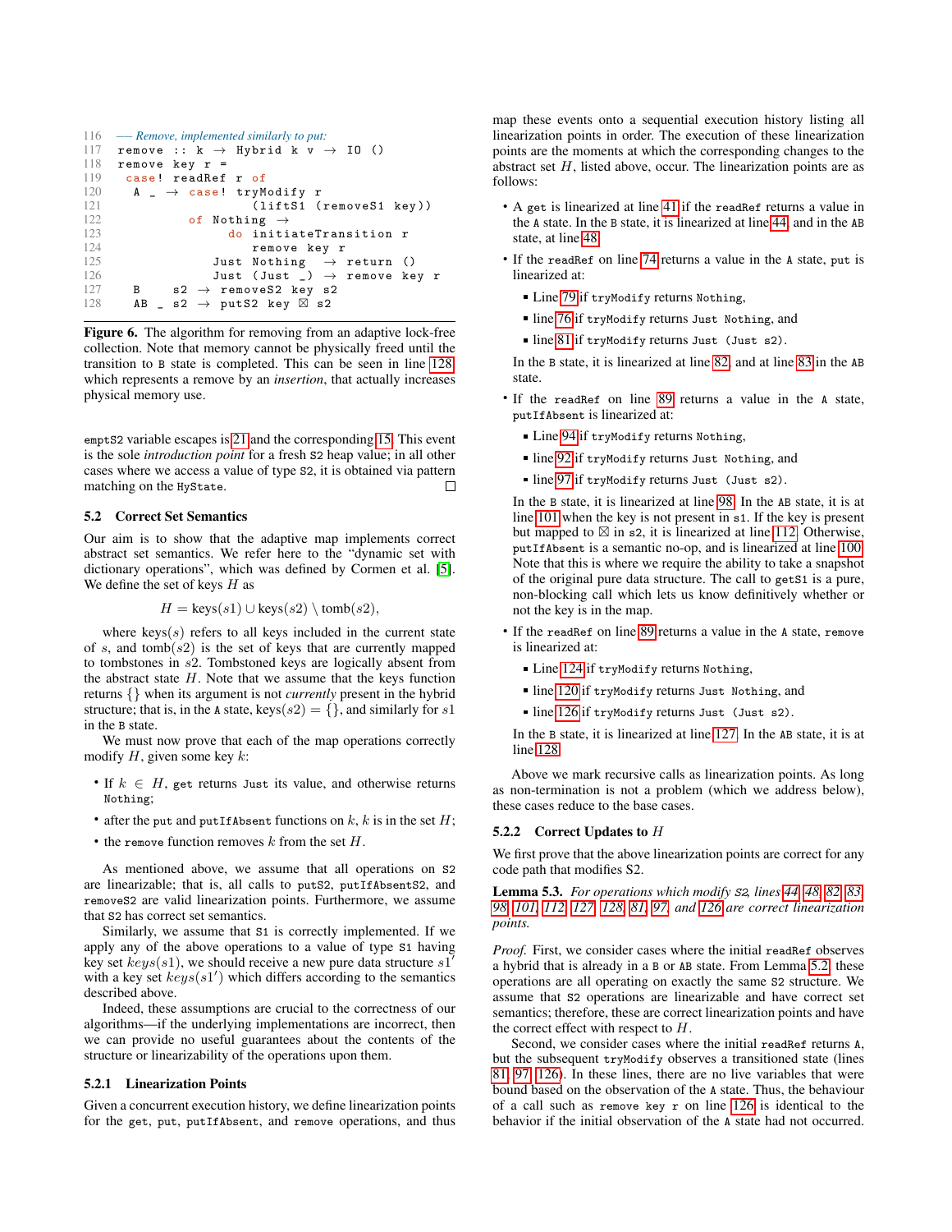```
116  -- Remove, implemented similarly to put:
117  remove :: k → Hybrid k v → IO ()
118  remove key r =
119   case! readRef r of
120    A _ → case! tryModify r
121                (liftS1 (removeS1 key))
122          of Nothing →
123               do initiateTransition r
124                  remove key r
125             Just Nothing  → return ()
126             Just (Just _) → remove key r
127    B    s2 → removeS2 key s2
128    AB _ s2 → putS2 key ⊠ s2
```

**Figure 6.** The algorithm for removing from an adaptive lock-free collection. Note that memory cannot be physically freed until the transition to B state is completed. This can be seen in line 128 which represents a remove by an *insertion*, that actually increases physical memory use.

emptS2 variable escapes is 21 and the corresponding 15. This event is the sole *introduction point* for a fresh S2 heap value; in all other cases where we access a value of type S2, it is obtained via pattern matching on the HyState. □

### 5.2 Correct Set Semantics

Our aim is to show that the adaptive map implements correct abstract set semantics. We refer here to the "dynamic set with dictionary operations", which was defined by Cormen et al. [5]. We define the set of keys $H$ as

$$H = \text{keys}(s1) \cup \text{keys}(s2) \setminus \text{tomb}(s2),$$

where keys($s$) refers to all keys included in the current state of $s$, and tomb($s2$) is the set of keys that are currently mapped to tombstones in $s2$. Tombstoned keys are logically absent from the abstract state $H$. Note that we assume that the keys function returns $\{\}$ when its argument is not *currently* present in the hybrid structure; that is, in the A state, keys($s2$) $= \{\}$, and similarly for $s1$ in the B state.

We must now prove that each of the map operations correctly modify $H$, given some key $k$:

- If $k \in H$, get returns Just its value, and otherwise returns Nothing;
- after the put and putIfAbsent functions on $k$, $k$ is in the set $H$;
- the remove function removes $k$ from the set $H$.

As mentioned above, we assume that all operations on S2 are linearizable; that is, all calls to putS2, putIfAbsentS2, and removeS2 are valid linearization points. Furthermore, we assume that S2 has correct set semantics.

Similarly, we assume that S1 is correctly implemented. If we apply any of the above operations to a value of type S1 having key set $keys(s1)$, we should receive a new pure data structure $s1'$ with a key set $keys(s1')$ which differs according to the semantics described above.

Indeed, these assumptions are crucial to the correctness of our algorithms—if the underlying implementations are incorrect, then we can provide no useful guarantees about the contents of the structure or linearizability of the operations upon them.

#### 5.2.1 Linearization Points

Given a concurrent execution history, we define linearization points for the get, put, putIfAbsent, and remove operations, and thus map these events onto a sequential execution history listing all linearization points in order. The execution of these linearization points are the moments at which the corresponding changes to the abstract set $H$, listed above, occur. The linearization points are as follows:

- A get is linearized at line 41 if the readRef returns a value in the A state. In the B state, it is linearized at line 44, and in the AB state, at line 48.
- If the readRef on line 74 returns a value in the A state, put is linearized at:
  - Line 79 if tryModify returns Nothing,
  - line 76 if tryModify returns Just Nothing, and
  - line 81 if tryModify returns Just (Just s2).

  In the B state, it is linearized at line 82, and at line 83 in the AB state.
- If the readRef on line 89 returns a value in the A state, putIfAbsent is linearized at:
  - Line 94 if tryModify returns Nothing,
  - line 92 if tryModify returns Just Nothing, and
  - line 97 if tryModify returns Just (Just s2).

  In the B state, it is linearized at line 98. In the AB state, it is at line 101 when the key is not present in s1. If the key is present but mapped to ⊠ in s2, it is linearized at line 112. Otherwise, putIfAbsent is a semantic no-op, and is linearized at line 100. Note that this is where we require the ability to take a snapshot of the original pure data structure. The call to getS1 is a pure, non-blocking call which lets us know definitively whether or not the key is in the map.
- If the readRef on line 89 returns a value in the A state, remove is linearized at:
  - Line 124 if tryModify returns Nothing,
  - line 120 if tryModify returns Just Nothing, and
  - line 126 if tryModify returns Just (Just s2).

  In the B state, it is linearized at line 127. In the AB state, it is at line 128.

Above we mark recursive calls as linearization points. As long as non-termination is not a problem (which we address below), these cases reduce to the base cases.

#### 5.2.2 Correct Updates to $H$

We first prove that the above linearization points are correct for any code path that modifies S2.

**Lemma 5.3.** *For operations which modify S2, lines 44, 48, 82, 83, 98, 101, 112, 127, 128, 81, 97, and 126 are correct linearization points.*

*Proof.* First, we consider cases where the initial readRef observes a hybrid that is already in a B or AB state. From Lemma 5.2, these operations are all operating on exactly the same S2 structure. We assume that S2 operations are linearizable and have correct set semantics; therefore, these are correct linearization points and have the correct effect with respect to $H$.

Second, we consider cases where the initial readRef returns A, but the subsequent tryModify observes a transitioned state (lines 81, 97, 126). In these lines, there are no live variables that were bound based on the observation of the A state. Thus, the behaviour of a call such as remove key r on line 126 is identical to the behavior if the initial observation of the A state had not occurred.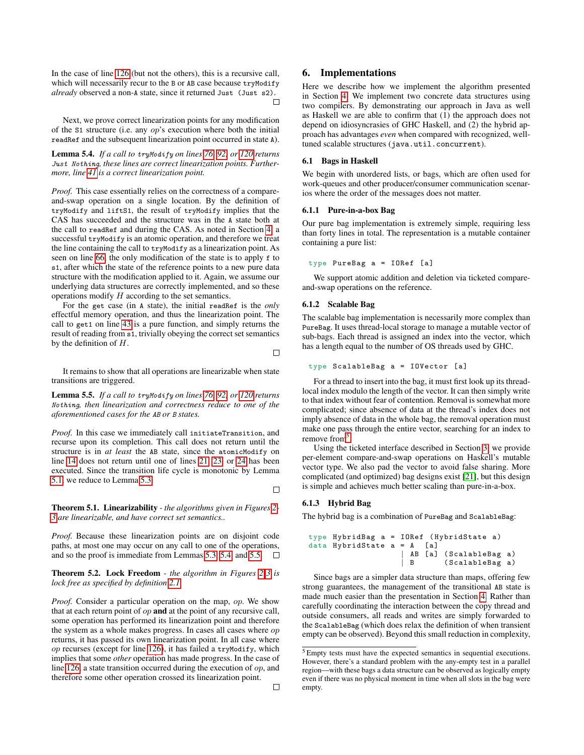In the case of line 126 (but not the others), this is a recursive call, which will necessarily recur to the `B` or `AB` case because `tryModify` *already* observed a non-`A` state, since it returned `Just (Just s2)`. □

Next, we prove correct linearization points for any modification of the `S1` structure (i.e. any *op*'s execution where both the initial `readRef` and the subsequent linearization point occurred in state `A`).

**Lemma 5.4.** *If a call to* `tryModify` *on lines 76, 92, or 120 returns* `Just Nothing`*, these lines are correct linearization points. Furthermore, line 41 is a correct linearization point.*

*Proof.* This case essentially relies on the correctness of a compare-and-swap operation on a single location. By the definition of `tryModify` and `liftS1`, the result of `tryModify` implies that the CAS has succeeded and the structure was in the `A` state both at the call to `readRef` and during the CAS. As noted in Section 4, a successful `tryModify` is an atomic operation, and therefore we treat the line containing the call to `tryModify` as a linearization point. As seen on line 66, the only modification of the state is to apply `f` to `s1`, after which the state of the reference points to a new pure data structure with the modification applied to it. Again, we assume our underlying data structures are correctly implemented, and so these operations modify $H$ according to the set semantics.

For the `get` case (in `A` state), the initial `readRef` is the *only* effectful memory operation, and thus the linearization point. The call to `get1` on line 43 is a pure function, and simply returns the result of reading from `s1`, trivially obeying the correct set semantics by the definition of $H$. □

It remains to show that all operations are linearizable when state transitions are triggered.

**Lemma 5.5.** *If a call to* `tryModify` *on lines 76, 92, or 120 returns* `Nothing`*, then linearization and correctness reduce to one of the aforementioned cases for the* `AB` *or* `B` *states.*

*Proof.* In this case we immediately call `initiateTransition`, and recurse upon its completion. This call does not return until the structure is in *at least* the `AB` state, since the `atomicModify` on line 14 does not return until one of lines 21, 23, or 24 has been executed. Since the transition life cycle is monotonic by Lemma 5.1, we reduce to Lemma 5.3. □

**Theorem 5.1. Linearizability** - *the algorithms given in Figures 2-3 are linearizable, and have correct set semantics..*

*Proof.* Because these linearization points are on disjoint code paths, at most one may occur on any call to one of the operations, and so the proof is immediate from Lemmas 5.3, 5.4, and 5.5. □

**Theorem 5.2. Lock Freedom** - *the algorithm in Figures 2-3 is lock free as specified by definition 2.1.*

*Proof.* Consider a particular operation on the map, *op*. We show that at each return point of *op* **and** at the point of any recursive call, some operation has performed its linearization point and therefore the system as a whole makes progress. In cases all cases where *op* returns, it has passed its own linearization point. In all case where *op* recurses (except for line 126), it has failed a `tryModify`, which implies that some *other* operation has made progress. In the case of line 126, a state transition occurred during the execution of *op*, and therefore some other operation crossed its linearization point. □

# 6. Implementations

Here we describe how we implement the algorithm presented in Section 4. We implement two concrete data structures using two compilers. By demonstrating our approach in Java as well as Haskell we are able to confirm that (1) the approach does not depend on idiosyncrasies of GHC Haskell, and (2) the hybrid approach has advantages *even* when compared with recognized, well-tuned scalable structures (`java.util.concurrent`).

## 6.1 Bags in Haskell

We begin with unordered lists, or bags, which are often used for work-queues and other producer/consumer communication scenarios where the order of the messages does not matter.

### 6.1.1 Pure-in-a-box Bag

Our pure bag implementation is extremely simple, requiring less than forty lines in total. The representation is a mutable container containing a pure list:

```
type PureBag a = IORef [a]
```

We support atomic addition and deletion via ticketed compare-and-swap operations on the reference.

### 6.1.2 Scalable Bag

The scalable bag implementation is necessarily more complex than `PureBag`. It uses thread-local storage to manage a mutable vector of sub-bags. Each thread is assigned an index into the vector, which has a length equal to the number of OS threads used by GHC.

```
type ScalableBag a = IOVector [a]
```

For a thread to insert into the bag, it must first look up its thread-local index modulo the length of the vector. It can then simply write to that index without fear of contention. Removal is somewhat more complicated; since absence of data at the thread's index does not imply absence of data in the whole bag, the removal operation must make one pass through the entire vector, searching for an index to remove from[5].

Using the ticketed interface described in Section 3, we provide per-element compare-and-swap operations on Haskell's mutable vector type. We also pad the vector to avoid false sharing. More complicated (and optimized) bag designs exist [21], but this design is simple and achieves much better scaling than pure-in-a-box.

### 6.1.3 Hybrid Bag

The hybrid bag is a combination of `PureBag` and `ScalableBag`:

```
type HybridBag a = IORef (HybridState a)
data HybridState a = A   [a]
                   | AB  [a] (ScalableBag a)
                   | B       (ScalableBag a)
```

Since bags are a simpler data structure than maps, offering few strong guarantees, the management of the transitional `AB` state is made much easier than the presentation in Section 4. Rather than carefully coordinating the interaction between the copy thread and outside consumers, all reads and writes are simply forwarded to the `ScalableBag` (which does relax the definition of when transient empty can be observed). Beyond this small reduction in complexity,

[5] Empty tests must have the expected semantics in sequential executions. However, there's a standard problem with the any-empty test in a parallel region—with these bags a data structure can be observed as logically empty even if there was no physical moment in time when all slots in the bag were empty.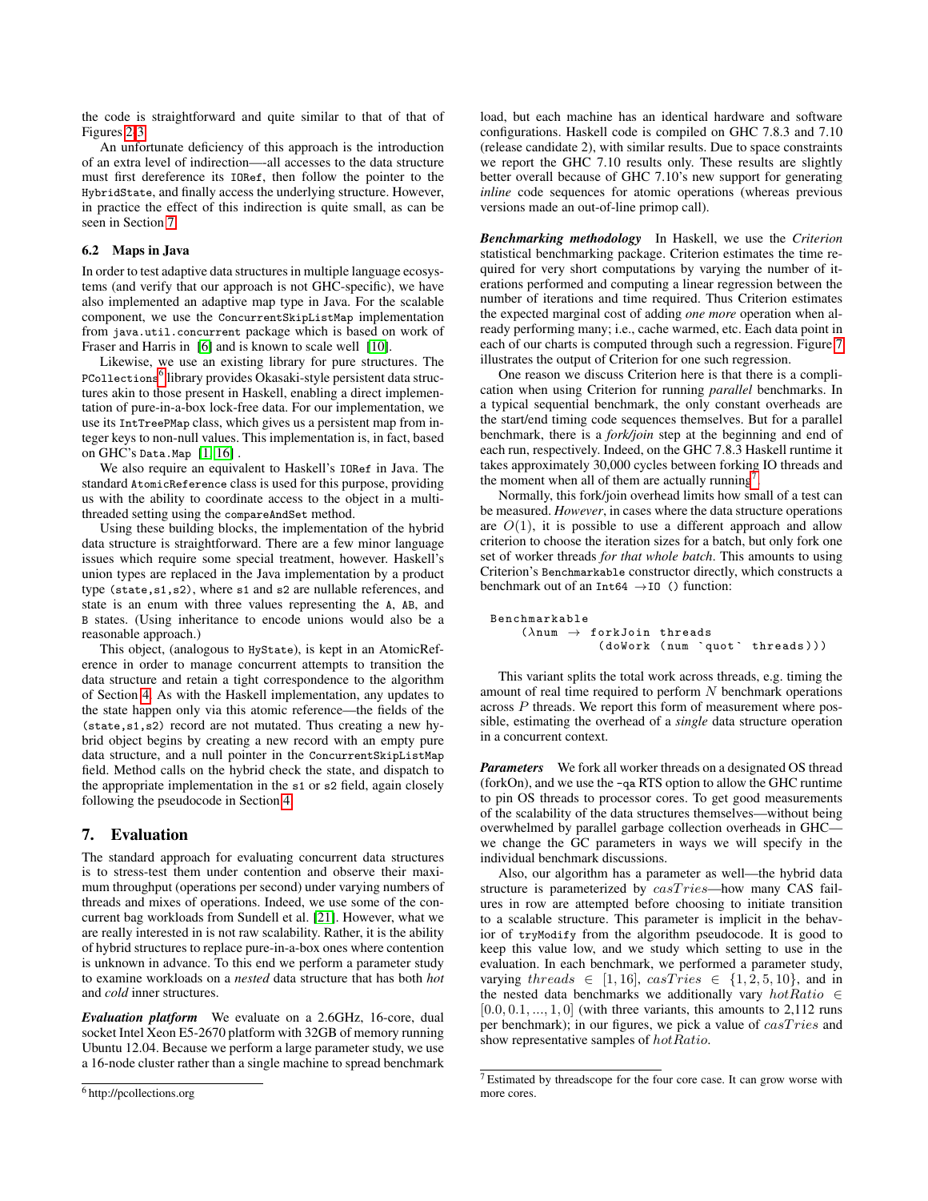the code is straightforward and quite similar to that of that of Figures 2,3.

An unfortunate deficiency of this approach is the introduction of an extra level of indirection—-all accesses to the data structure must first dereference its `IORef`, then follow the pointer to the `HybridState`, and finally access the underlying structure. However, in practice the effect of this indirection is quite small, as can be seen in Section 7.

### 6.2 Maps in Java

In order to test adaptive data structures in multiple language ecosystems (and verify that our approach is not GHC-specific), we have also implemented an adaptive map type in Java. For the scalable component, we use the `ConcurrentSkipListMap` implementation from `java.util.concurrent` package which is based on work of Fraser and Harris in [6] and is known to scale well [10].

Likewise, we use an existing library for pure structures. The `PCollections`[6] library provides Okasaki-style persistent data structures akin to those present in Haskell, enabling a direct implementation of pure-in-a-box lock-free data. For our implementation, we use its `IntTreePMap` class, which gives us a persistent map from integer keys to non-null values. This implementation is, in fact, based on GHC's `Data.Map` [1, 16] .

We also require an equivalent to Haskell's `IORef` in Java. The standard `AtomicReference` class is used for this purpose, providing us with the ability to coordinate access to the object in a multi-threaded setting using the `compareAndSet` method.

Using these building blocks, the implementation of the hybrid data structure is straightforward. There are a few minor language issues which require some special treatment, however. Haskell's union types are replaced in the Java implementation by a product type `(state,s1,s2)`, where `s1` and `s2` are nullable references, and state is an enum with three values representing the `A`, `AB`, and `B` states. (Using inheritance to encode unions would also be a reasonable approach.)

This object, (analogous to `HyState`), is kept in an AtomicReference in order to manage concurrent attempts to transition the data structure and retain a tight correspondence to the algorithm of Section 4. As with the Haskell implementation, any updates to the state happen only via this atomic reference—the fields of the `(state,s1,s2)` record are not mutated. Thus creating a new hybrid object begins by creating a new record with an empty pure data structure, and a null pointer in the `ConcurrentSkipListMap` field. Method calls on the hybrid check the state, and dispatch to the appropriate implementation in the `s1` or `s2` field, again closely following the pseudocode in Section 4.

## 7. Evaluation

The standard approach for evaluating concurrent data structures is to stress-test them under contention and observe their maximum throughput (operations per second) under varying numbers of threads and mixes of operations. Indeed, we use some of the concurrent bag workloads from Sundell et al. [21]. However, what we are really interested in is not raw scalability. Rather, it is the ability of hybrid structures to replace pure-in-a-box ones where contention is unknown in advance. To this end we perform a parameter study to examine workloads on a *nested* data structure that has both *hot* and *cold* inner structures.

***Evaluation platform*** We evaluate on a 2.6GHz, 16-core, dual socket Intel Xeon E5-2670 platform with 32GB of memory running Ubuntu 12.04. Because we perform a large parameter study, we use a 16-node cluster rather than a single machine to spread benchmark load, but each machine has an identical hardware and software configurations. Haskell code is compiled on GHC 7.8.3 and 7.10 (release candidate 2), with similar results. Due to space constraints we report the GHC 7.10 results only. These results are slightly better overall because of GHC 7.10's new support for generating *inline* code sequences for atomic operations (whereas previous versions made an out-of-line primop call).

***Benchmarking methodology*** In Haskell, we use the *Criterion* statistical benchmarking package. Criterion estimates the time required for very short computations by varying the number of iterations performed and computing a linear regression between the number of iterations and time required. Thus Criterion estimates the expected marginal cost of adding *one more* operation when already performing many; i.e., cache warmed, etc. Each data point in each of our charts is computed through such a regression. Figure 7 illustrates the output of Criterion for one such regression.

One reason we discuss Criterion here is that there is a complication when using Criterion for running *parallel* benchmarks. In a typical sequential benchmark, the only constant overheads are the start/end timing code sequences themselves. But for a parallel benchmark, there is a *fork/join* step at the beginning and end of each run, respectively. Indeed, on the GHC 7.8.3 Haskell runtime it takes approximately 30,000 cycles between forking IO threads and the moment when all of them are actually running[7].

Normally, this fork/join overhead limits how small of a test can be measured. *However*, in cases where the data structure operations are $O(1)$, it is possible to use a different approach and allow criterion to choose the iteration sizes for a batch, but only fork one set of worker threads *for that whole batch*. This amounts to using Criterion's `Benchmarkable` constructor directly, which constructs a benchmark out of an `Int64 →IO ()` function:

```
Benchmarkable
    (λnum → forkJoin threads
              (doWork (num `quot` threads)))
```

This variant splits the total work across threads, e.g. timing the amount of real time required to perform $N$ benchmark operations across $P$ threads. We report this form of measurement where possible, sidestepping the overhead of a *single* data structure operation in a concurrent context.

***Parameters*** We fork all worker threads on a designated OS thread (forkOn), and we use the `-qa` RTS option to allow the GHC runtime to pin OS threads to processor cores. To get good measurements of the scalability of the data structures themselves—without being overwhelmed by parallel garbage collection overheads in GHC—we change the GC parameters in ways we will specify in the individual benchmark discussions.

Also, our algorithm has a parameter as well—the hybrid data structure is parameterized by $casTries$—how many CAS failures in row are attempted before choosing to initiate transition to a scalable structure. This parameter is implicit in the behavior of `tryModify` from the algorithm pseudocode. It is good to keep this value low, and we study which setting to use in the evaluation. In each benchmark, we performed a parameter study, varying $threads \in [1, 16]$, $casTries \in \{1, 2, 5, 10\}$, and in the nested data benchmarks we additionally vary $hotRatio \in [0.0, 0.1, ..., 1, 0]$ (with three variants, this amounts to 2,112 runs per benchmark); in our figures, we pick a value of $casTries$ and show representative samples of $hotRatio$.

---

[6] http://pcollections.org

[7] Estimated by threadscope for the four core case. It can grow worse with more cores.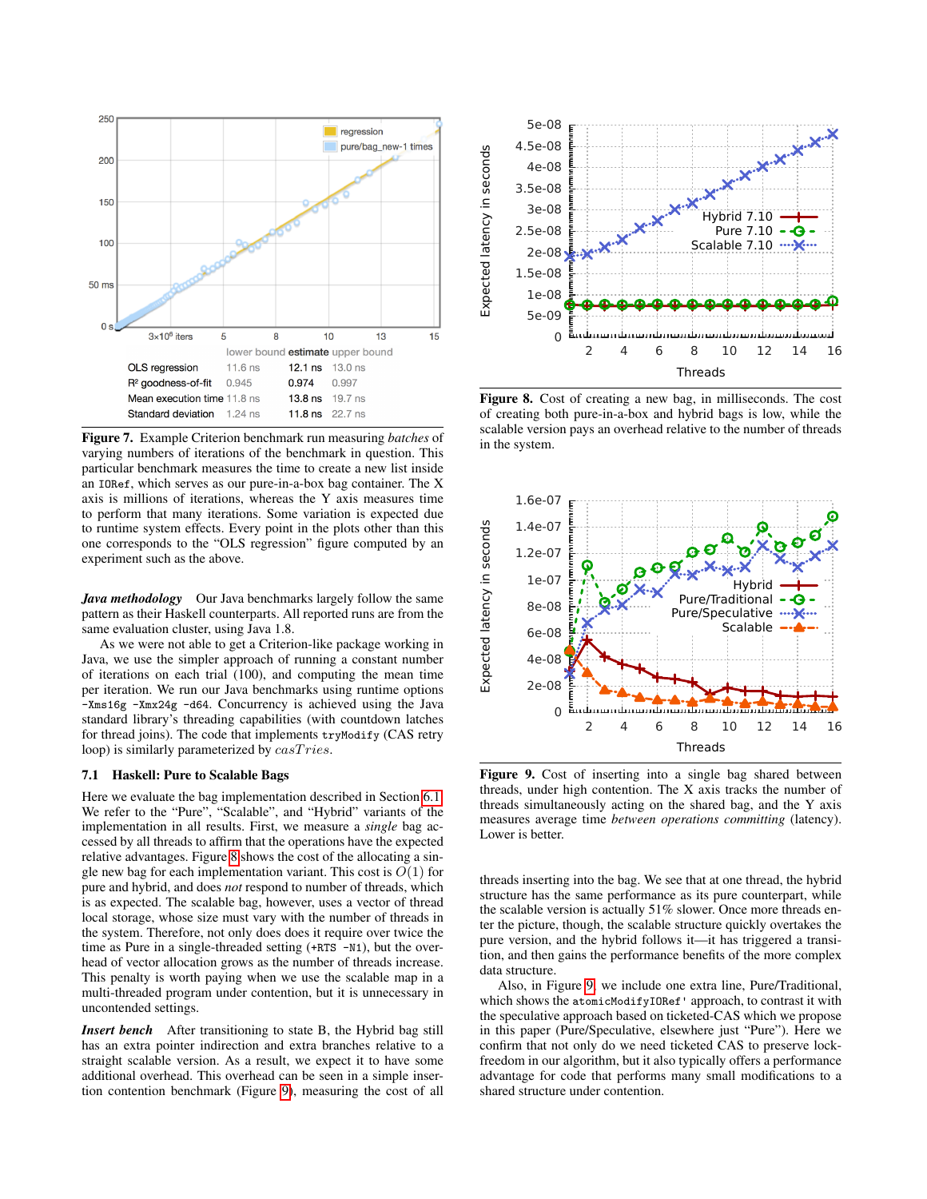| | lower bound | estimate | upper bound |
|---|---|---|---|
| OLS regression | 11.6 ns | 12.1 ns | 13.0 ns |
| $R^2$ goodness-of-fit | 0.945 | 0.974 | 0.997 |
| Mean execution time | 11.8 ns | 13.8 ns | 19.7 ns |
| Standard deviation | 1.24 ns | 11.8 ns | 22.7 ns |

**Figure 7.** Example Criterion benchmark run measuring *batches* of varying numbers of iterations of the benchmark in each sample. This particular benchmark measures the time to create a new list inside an `IORef`, which serves as our pure-in-a-box bag container. The X axis is millions of iterations, whereas the Y axis measures time to perform that many iterations. Some variation is expected due to runtime system effects. Every point in the plots other than this one corresponds to the "OLS regression" figure computed by an experiment such as the above.

***Java methodology*** Our Java benchmarks largely follow the same pattern as their Haskell counterparts. All reported runs are from the same evaluation cluster, using Java 1.8.

As we were not able to get a Criterion-like package working in Java, we use the simpler approach of running a constant number of iterations on each trial (100), and computing the mean time per iteration. We run our Java benchmarks using runtime options `-Xms16g -Xmx24g -d64`. Concurrency is achieved using the Java standard library's threading capabilities (with countdown latches for thread joins). The code that implements `tryModify` (CAS retry loop) is similarly parameterized by $casTries$.

### 7.1 Haskell: Pure to Scalable Bags

Here we evaluate the bag implementation described in Section 6.1. We refer to the "Pure", "Scalable", and "Hybrid" variants of the implementation in all results. First, we measure a *single* bag accessed by all threads to affirm that the operations have the expected relative advantages. Figure 8 shows the cost of allocating a single new bag for each implementation variant. This cost is $O(1)$ for pure and hybrid, and does *not* respond to number of threads, which is as expected. The scalable bag, however, uses a vector of thread local storage, whose size must vary with the number of threads in the system. Therefore, not only does does it require over twice the time as Pure in a single-threaded setting (`+RTS -N1`), but the overhead of vector allocation grows as the number of threads increase. This penalty is worth paying when we use the scalable map in a multi-threaded program under contention, but it is unnecessary in uncontended settings.

***Insert bench*** After transitioning to state B, the Hybrid bag still has an extra pointer indirection and extra branches relative to a straight scalable version. As a result, we expect it to have some additional overhead. This overhead can be seen in a simple insertion contention benchmark (Figure 9), measuring the cost of all threads inserting into the bag. We see that at one thread, the hybrid structure has the same performance as its pure counterpart, while the scalable version is actually 51% slower. Once more threads enter the picture, though, the scalable structure quickly overtakes the pure version, and the hybrid follows it—it has triggered a transition, and then gains the performance benefits of the more complex data structure.

**Figure 8.** Cost of creating a new bag, in milliseconds. The cost of creating both pure-in-a-box and hybrid bags is low, while the scalable version pays an overhead relative to the number of threads in the system.

**Figure 9.** Cost of inserting into a single bag shared between threads, under high contention. The X axis tracks the number of threads simultaneously acting on the shared bag, and the Y axis measures average time *between operations committing* (latency). Lower is better.

Also, in Figure 9, we include one extra line, Pure/Traditional, which shows the `atomicModifyIORef'` approach, to contrast it with the speculative approach based on ticketed-CAS which we propose in this paper (Pure/Speculative, elsewhere just "Pure"). Here we confirm that not only do we need ticketed CAS to preserve lock-freedom in our algorithm, but it also typically offers a performance advantage for code that performs many small modifications to a shared structure under contention.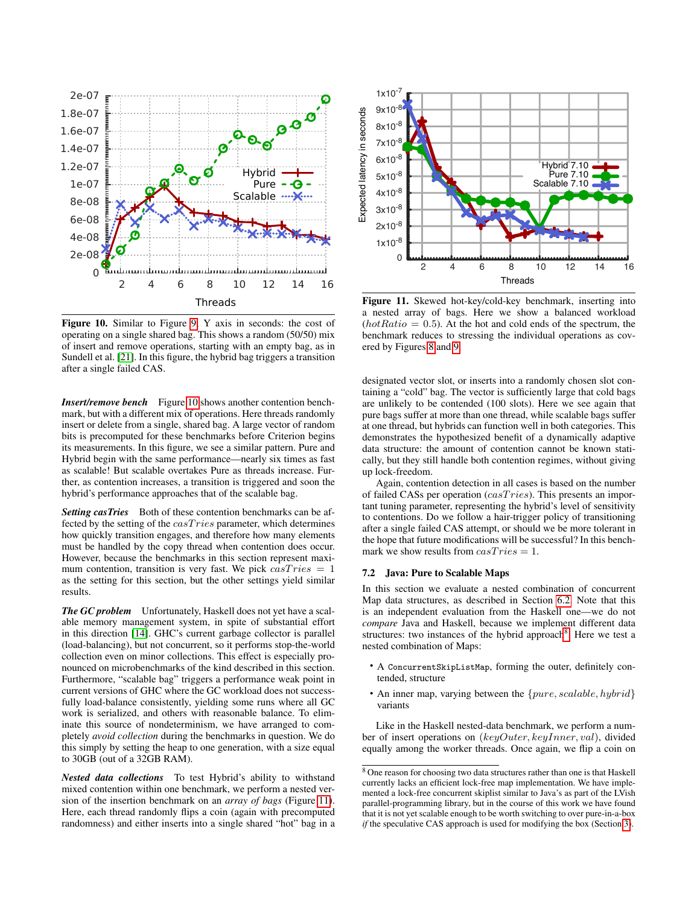Figure 10. Similar to Figure 9, Y axis in seconds: the cost of operating on a single shared bag. This shows a random (50/50) mix of insert and remove operations, starting with an empty bag, as in Sundell et al. [21]. In this figure, the hybrid bag triggers a transition after a single failed CAS.

Figure 11. Skewed hot-key/cold-key benchmark, inserting into a nested array of bags. Here we show a balanced workload ($hotRatio = 0.5$). At the hot and cold ends of the spectrum, the benchmark reduces to stressing the individual operations as covered by Figures 8 and 9.

***Insert/remove bench*** Figure 10 shows another contention benchmark, but with a different mix of operations. Here threads randomly insert or delete from a single, shared bag. A large vector of random bits is precomputed for these benchmarks before Criterion begins its measurements. In this figure, we see a similar pattern. Pure and Hybrid begin with the same performance—nearly six times as fast as scalable! But scalable overtakes Pure as threads increase. Further, as contention increases, a transition is triggered and soon the hybrid's performance approaches that of the scalable bag.

***Setting casTries*** Both of these contention benchmarks can be affected by the setting of the $casTries$ parameter, which determines how quickly transition engages, and therefore how many elements must be handled by the copy thread when contention does occur. However, because the benchmarks in this section represent maximum contention, transition is very fast. We pick $casTries = 1$ as the setting for this section, but the other settings yield similar results.

***The GC problem*** Unfortunately, Haskell does not yet have a scalable memory management system, in spite of substantial effort in this direction [14]. GHC's current garbage collector is parallel (load-balancing), but not concurrent, so it performs stop-the-world collection even on minor collections. This effect is especially pronounced on microbenchmarks of the kind described in this section. Furthermore, "scalable bag" triggers a performance weak point in current versions of GHC where the GC workload does not successfully load-balance consistently, yielding some runs where all GC work is serialized, and others with reasonable balance. To eliminate this source of nondeterminism, we have arranged to completely *avoid collection* during the benchmarks in question. We do this simply by setting the heap to one generation, with a size equal to 30GB (out of a 32GB RAM).

***Nested data collections*** To test Hybrid's ability to withstand mixed contention within one benchmark, we perform a nested version of the insertion benchmark on an *array of bags* (Figure 11). Here, each thread randomly flips a coin (again with precomputed randomness) and either inserts into a single shared "hot" bag in a designated vector slot, or inserts into a randomly chosen slot containing a "cold" bag. The vector is sufficiently large that cold bags are unlikely to be contended (100 slots). Here we see again that pure bags suffer at more than one thread, while scalable bags suffer at one thread, but hybrids can function well in both categories. This demonstrates the hypothesized benefit of a dynamically adaptive data structure: the amount of contention cannot be known statically, but they still handle both contention regimes, without giving up lock-freedom.

Again, contention detection in all cases is based on the number of failed CASs per operation ($casTries$). This presents an important tuning parameter, representing the hybrid's level of sensitivity to contentions. Do we follow a hair-trigger policy of transitioning after a single failed CAS attempt, or should we be more tolerant in the hope that future modifications will be successful? In this benchmark we show results from $casTries = 1$.

### 7.2 Java: Pure to Scalable Maps

In this section we evaluate a nested combination of concurrent Map data structures, as described in Section 6.2. Note that this is an independent evaluation from the Haskell one—we do not *compare* Java and Haskell, because we implement different data structures: two instances of the hybrid approach[8]. Here we test a nested combination of Maps:

- A `ConcurrentSkipListMap`, forming the outer, definitely contended, structure
- An inner map, varying between the $\{pure, scalable, hybrid\}$ variants

Like in the Haskell nested-data benchmark, we perform a number of insert operations on $(keyOuter, keyInner, val)$, divided equally among the worker threads. Once again, we flip a coin on

[8] One reason for choosing two data structures rather than one is that Haskell currently lacks an efficient lock-free map implementation. We have implemented a lock-free concurrent skiplist similar to Java's as part of the LVish parallel-programming library, but in the course of this work we have found that it is not yet scalable enough to be worth switching to over pure-in-a-box *if* the speculative CAS approach is used for modifying the box (Section 3).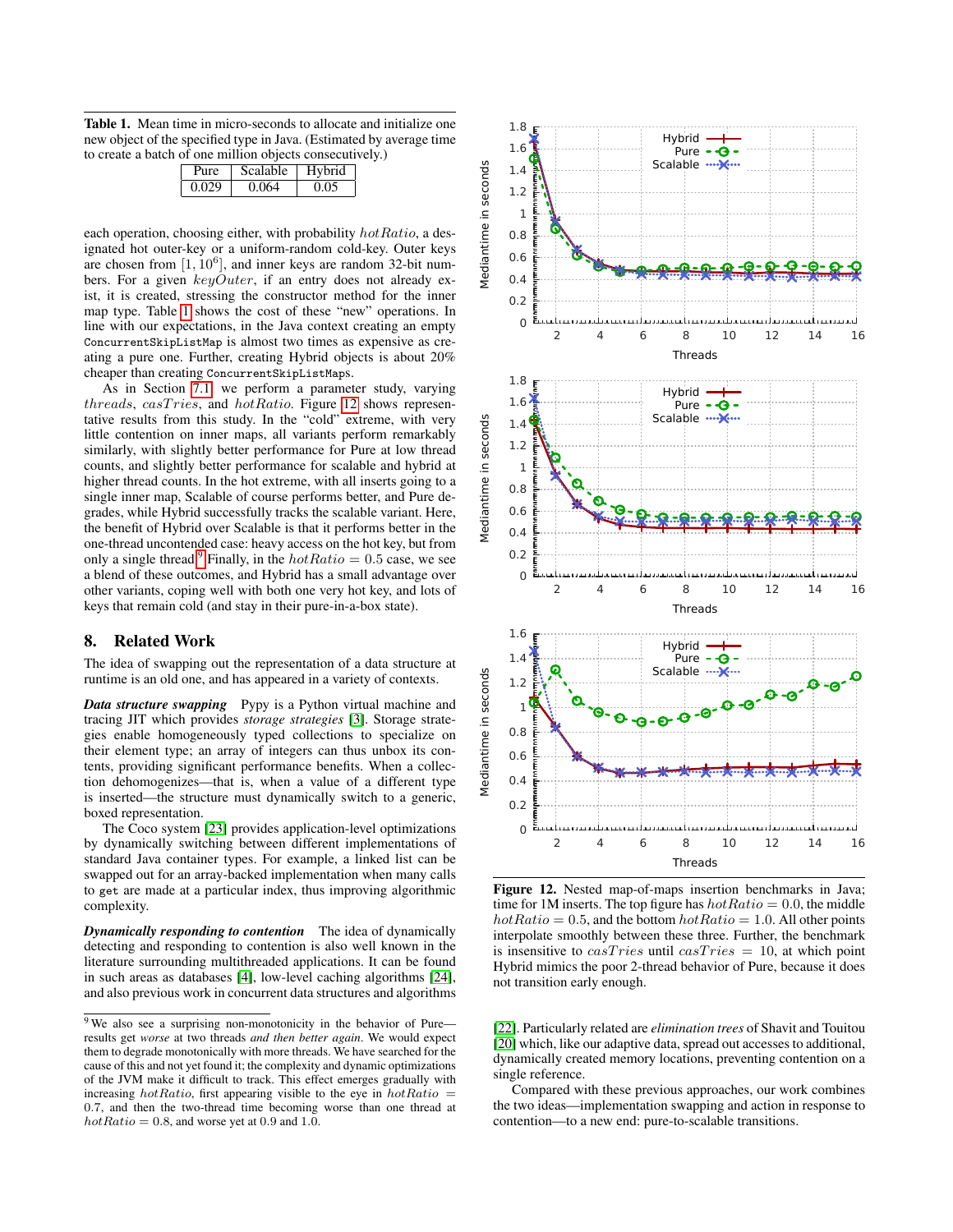**Table 1.** Mean time in micro-seconds to allocate and initialize one new object of the specified type in Java. (Estimated by average time to create a batch of one million objects consecutively.)

| Pure | Scalable | Hybrid |
|---|---|---|
| 0.029 | 0.064 | 0.05 |

each operation, choosing either, with probability $hotRatio$, a designated hot outer-key or a uniform-random cold-key. Outer keys are chosen from $[1, 10^6]$, and inner keys are random 32-bit numbers. For a given $keyOuter$, if an entry does not already exist, it is created, stressing the constructor method for the inner map type. Table 1 shows the cost of these "new" operations. In line with our expectations, in the Java context creating an empty `ConcurrentSkipListMap` is almost two times as expensive as creating a pure one. Further, creating Hybrid objects is about 20% cheaper than creating `ConcurrentSkipListMaps`.

As in Section 7.1, we perform a parameter study, varying $threads$, $casTries$, and $hotRatio$. Figure 12 shows representative results from this study. In the "cold" extreme, with very little contention on inner maps, all variants perform remarkably similarly, with slightly better performance for Pure at low thread counts, and slightly better performance for scalable and hybrid at higher thread counts. In the hot extreme, with all inserts going to a single inner map, Scalable of course performs better, and Pure degrades, while Hybrid successfully tracks the scalable variant. Here, the benefit of Hybrid over Scalable is that it performs better in the one-thread uncontended case: heavy access on the hot key, but from only a single thread.[9] Finally, in the $hotRatio = 0.5$ case, we see a blend of these outcomes, and Hybrid has a small advantage over other variants, coping well with both one very hot key, and lots of keys that remain cold (and stay in their pure-in-a-box state).

## 8. Related Work

The idea of swapping out the representation of a data structure at runtime is an old one, and has appeared in a variety of contexts.

***Data structure swapping*** Pypy is a Python virtual machine and tracing JIT which provides *storage strategies* [3]. Storage strategies enable homogeneously typed collections to specialize on their element type; an array of integers can thus unbox its contents, providing significant performance benefits. When a collection dehomogenizes—that is, when a value of a different type is inserted—the structure must dynamically switch to a generic, boxed representation.

The Coco system [23] provides application-level optimizations by dynamically switching between different implementations of standard Java container types. For example, a linked list can be swapped out for an array-backed implementation when many calls to `get` are made at a particular index, thus improving algorithmic complexity.

***Dynamically responding to contention*** The idea of dynamically detecting and responding to contention is also well known in the literature surrounding multithreaded applications. It can be found in such areas as databases [4], low-level caching algorithms [24], and also previous work in concurrent data structures and algorithms [22]. Particularly related are *elimination trees* of Shavit and Touitou [20] which, like our adaptive data, spread out accesses to additional, dynamically created memory locations, preventing contention on a single reference.

Compared with these previous approaches, our work combines the two ideas—implementation swapping and action in response to contention—to a new end: pure-to-scalable transitions.

**Figure 12.** Nested map-of-maps insertion benchmarks in Java; time for 1M inserts. The top figure has $hotRatio = 0.0$, the middle $hotRatio = 0.5$, and the bottom $hotRatio = 1.0$. All other points interpolate smoothly between these three. Further, the benchmark is insensitive to $casTries$ until $casTries = 10$, at which point Hybrid mimics the poor 2-thread behavior of Pure, because it does not transition early enough.

[9] We also see a surprising non-monotonicity in the behavior of Pure—results get *worse* at two threads *and then better again*. We would expect them to degrade monotonically with more threads. We have searched for the cause of this and not yet found it; the complexity and dynamic optimizations of the JVM make it difficult to track. This effect emerges gradually with increasing $hotRatio$, first appearing visible to the eye in $hotRatio = 0.7$, and then the two-thread time becoming worse than one thread at $hotRatio = 0.8$, and worse yet at 0.9 and 1.0.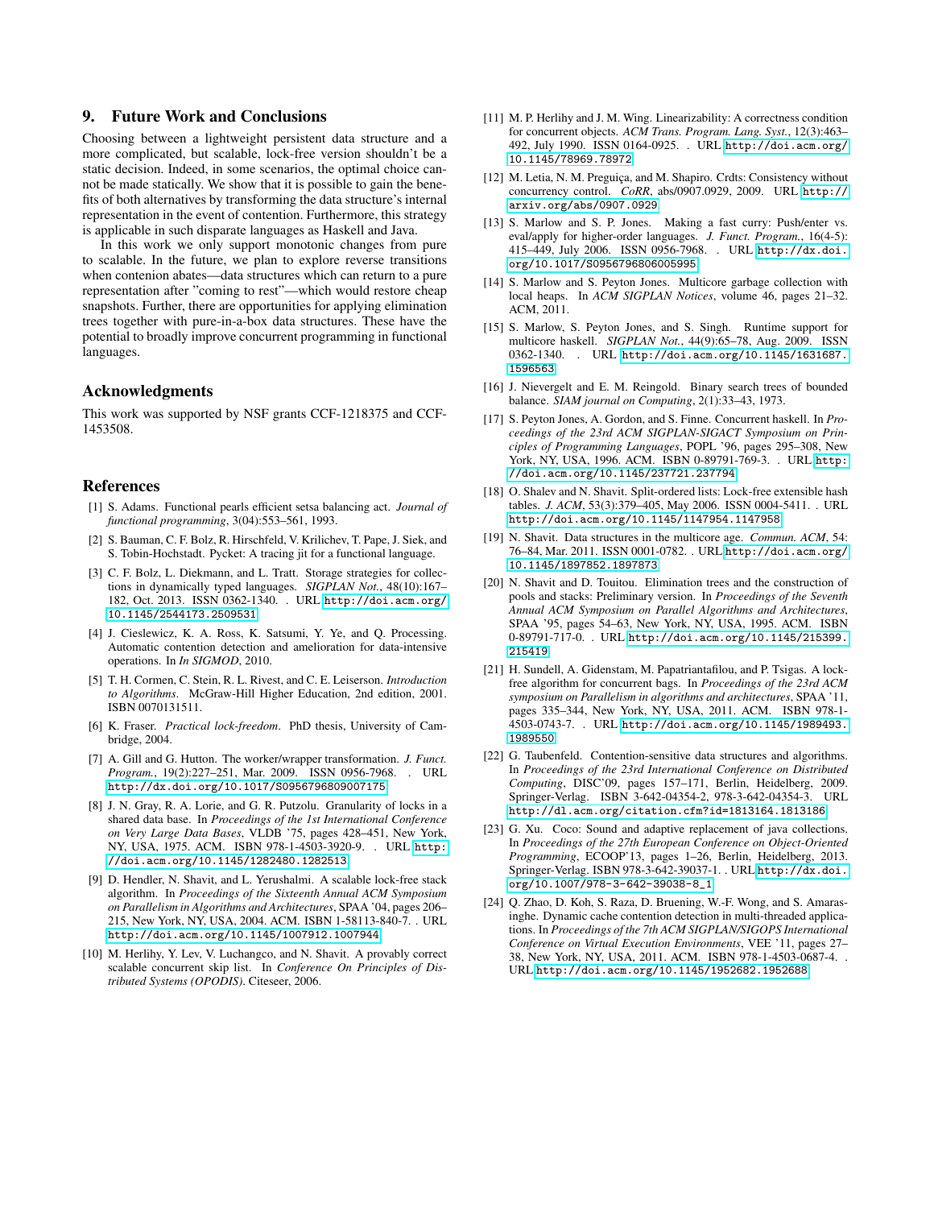## 9. Future Work and Conclusions

Choosing between a lightweight persistent data structure and a more complicated, but scalable, lock-free version shouldn't be a static decision. Indeed, in some scenarios, the optimal choice cannot be made statically. We show that it is possible to gain the benefits of both alternatives by transforming the data structure's internal representation in the event of contention. Furthermore, this strategy is applicable in such disparate languages as Haskell and Java.

In this work we only support monotonic changes from pure to scalable. In the future, we plan to explore reverse transitions when contenion abates—data structures which can return to a pure representation after "coming to rest"—which would restore cheap snapshots. Further, there are opportunities for applying elimination trees together with pure-in-a-box data structures. These have the potential to broadly improve concurrent programming in functional languages.

## Acknowledgments

This work was supported by NSF grants CCF-1218375 and CCF-1453508.

## References

[1] S. Adams. Functional pearls efficient setsa balancing act. *Journal of functional programming*, 3(04):553–561, 1993.

[2] S. Bauman, C. F. Bolz, R. Hirschfeld, V. Krilichev, T. Pape, J. Siek, and S. Tobin-Hochstadt. Pycket: A tracing jit for a functional language.

[3] C. F. Bolz, L. Diekmann, and L. Tratt. Storage strategies for collections in dynamically typed languages. *SIGPLAN Not.*, 48(10):167–182, Oct. 2013. ISSN 0362-1340. . URL http://doi.acm.org/10.1145/2544173.2509531.

[4] J. Cieslewicz, K. A. Ross, K. Satsumi, Y. Ye, and Q. Processing. Automatic contention detection and amelioration for data-intensive operations. In *In SIGMOD*, 2010.

[5] T. H. Cormen, C. Stein, R. L. Rivest, and C. E. Leiserson. *Introduction to Algorithms*. McGraw-Hill Higher Education, 2nd edition, 2001. ISBN 0070131511.

[6] K. Fraser. *Practical lock-freedom*. PhD thesis, University of Cambridge, 2004.

[7] A. Gill and G. Hutton. The worker/wrapper transformation. *J. Funct. Program.*, 19(2):227–251, Mar. 2009. ISSN 0956-7968. . URL http://dx.doi.org/10.1017/S0956796809007175.

[8] J. N. Gray, R. A. Lorie, and G. R. Putzolu. Granularity of locks in a shared data base. In *Proceedings of the 1st International Conference on Very Large Data Bases*, VLDB '75, pages 428–451, New York, NY, USA, 1975. ACM. ISBN 978-1-4503-3920-9. . URL http://doi.acm.org/10.1145/1282480.1282513.

[9] D. Hendler, N. Shavit, and L. Yerushalmi. A scalable lock-free stack algorithm. In *Proceedings of the Sixteenth Annual ACM Symposium on Parallelism in Algorithms and Architectures*, SPAA '04, pages 206–215, New York, NY, USA, 2004. ACM. ISBN 1-58113-840-7. . URL http://doi.acm.org/10.1145/1007912.1007944.

[10] M. Herlihy, Y. Lev, V. Luchangco, and N. Shavit. A provably correct scalable concurrent skip list. In *Conference On Principles of Distributed Systems (OPODIS)*. Citeseer, 2006.

[11] M. P. Herlihy and J. M. Wing. Linearizability: A correctness condition for concurrent objects. *ACM Trans. Program. Lang. Syst.*, 12(3):463–492, July 1990. ISSN 0164-0925. . URL http://doi.acm.org/10.1145/78969.78972.

[12] M. Letia, N. M. Preguiça, and M. Shapiro. Crdts: Consistency without concurrency control. *CoRR*, abs/0907.0929, 2009. URL http://arxiv.org/abs/0907.0929.

[13] S. Marlow and S. P. Jones. Making a fast curry: Push/enter vs. eval/apply for higher-order languages. *J. Funct. Program.*, 16(4-5): 415–449, July 2006. ISSN 0956-7968. . URL http://dx.doi.org/10.1017/S0956796806005995.

[14] S. Marlow and S. Peyton Jones. Multicore garbage collection with local heaps. In *ACM SIGPLAN Notices*, volume 46, pages 21–32. ACM, 2011.

[15] S. Marlow, S. Peyton Jones, and S. Singh. Runtime support for multicore haskell. *SIGPLAN Not.*, 44(9):65–78, Aug. 2009. ISSN 0362-1340. . URL http://doi.acm.org/10.1145/1631687.1596563.

[16] J. Nievergelt and E. M. Reingold. Binary search trees of bounded balance. *SIAM journal on Computing*, 2(1):33–43, 1973.

[17] S. Peyton Jones, A. Gordon, and S. Finne. Concurrent haskell. In *Proceedings of the 23rd ACM SIGPLAN-SIGACT Symposium on Principles of Programming Languages*, POPL '96, pages 295–308, New York, NY, USA, 1996. ACM. ISBN 0-89791-769-3. . URL http://doi.acm.org/10.1145/237721.237794.

[18] O. Shalev and N. Shavit. Split-ordered lists: Lock-free extensible hash tables. *J. ACM*, 53(3):379–405, May 2006. ISSN 0004-5411. . URL http://doi.acm.org/10.1145/1147954.1147958.

[19] N. Shavit. Data structures in the multicore age. *Commun. ACM*, 54: 76–84, Mar. 2011. ISSN 0001-0782. . URL http://doi.acm.org/10.1145/1897852.1897873.

[20] N. Shavit and D. Touitou. Elimination trees and the construction of pools and stacks: Preliminary version. In *Proceedings of the Seventh Annual ACM Symposium on Parallel Algorithms and Architectures*, SPAA '95, pages 54–63, New York, NY, USA, 1995. ACM. ISBN 0-89791-717-0. . URL http://doi.acm.org/10.1145/215399.215419.

[21] H. Sundell, A. Gidenstam, M. Papatriantafilou, and P. Tsigas. A lock-free algorithm for concurrent bags. In *Proceedings of the 23rd ACM symposium on Parallelism in algorithms and architectures*, SPAA '11, pages 335–344, New York, NY, USA, 2011. ACM. ISBN 978-1-4503-0743-7. . URL http://doi.acm.org/10.1145/1989493.1989550.

[22] G. Taubenfeld. Contention-sensitive data structures and algorithms. In *Proceedings of the 23rd International Conference on Distributed Computing*, DISC'09, pages 157–171, Berlin, Heidelberg, 2009. Springer-Verlag. ISBN 3-642-04354-2, 978-3-642-04354-3. URL http://dl.acm.org/citation.cfm?id=1813164.1813186.

[23] G. Xu. Coco: Sound and adaptive replacement of java collections. In *Proceedings of the 27th European Conference on Object-Oriented Programming*, ECOOP'13, pages 1–26, Berlin, Heidelberg, 2013. Springer-Verlag. ISBN 978-3-642-39037-1. . URL http://dx.doi.org/10.1007/978-3-642-39038-8_1.

[24] Q. Zhao, D. Koh, S. Raza, D. Bruening, W.-F. Wong, and S. Amarasinghe. Dynamic cache contention detection in multi-threaded applications. In *Proceedings of the 7th ACM SIGPLAN/SIGOPS International Conference on Virtual Execution Environments*, VEE '11, pages 27–38, New York, NY, USA, 2011. ACM. ISBN 978-1-4503-0687-4. . URL http://doi.acm.org/10.1145/1952682.1952688.